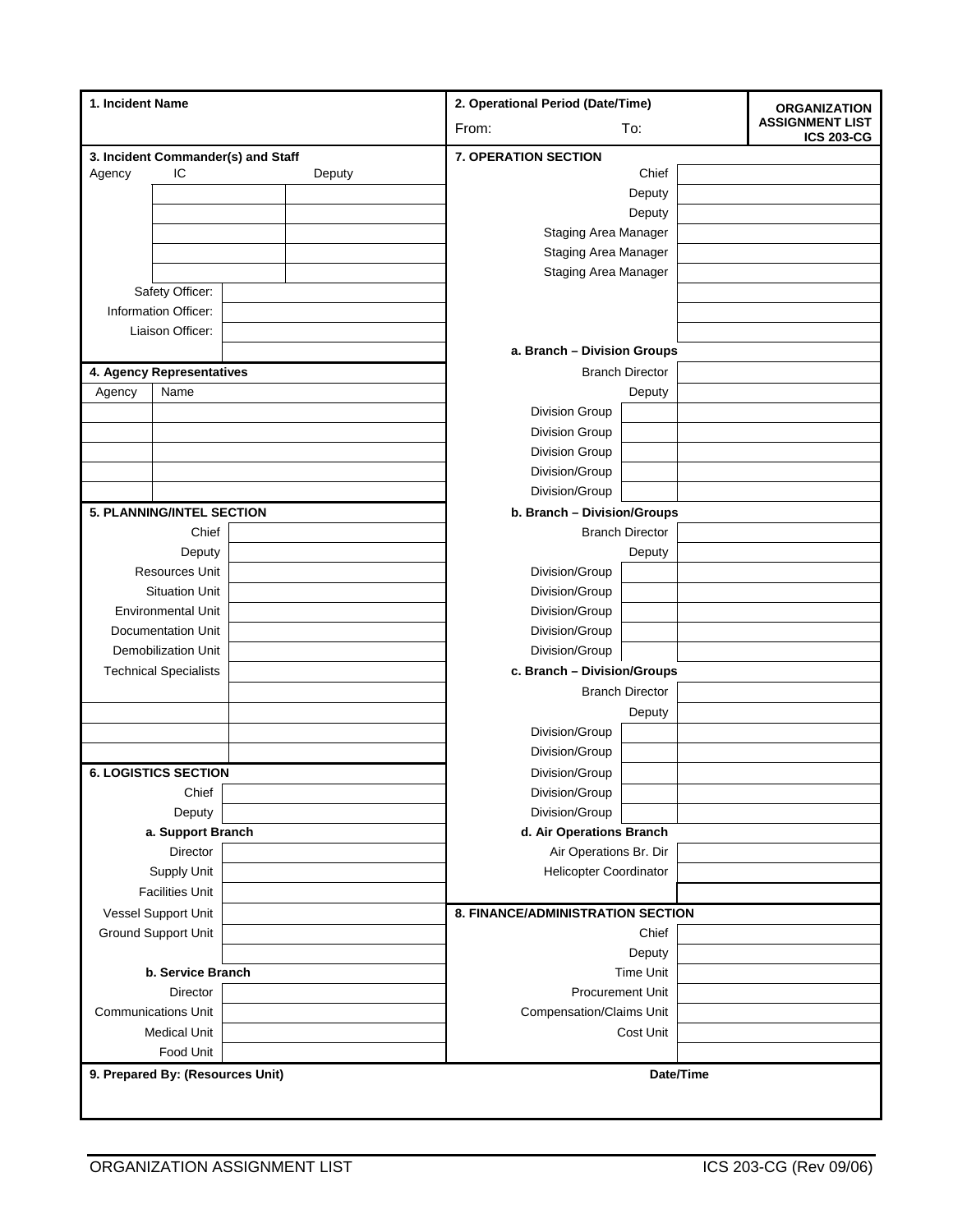| 1. Incident Name | 2. Operational Period (Date/Time) | ORGANIZATION ASSIGNMENT LIST ICS 203-CG |
|---|---|---|
| | From: To: | |

**3. Incident Commander(s) and Staff**

| Agency | IC | Deputy |
|---|---|---|
| | | |
| | | |
| | | |
| | | |
| | | |

| | |
|---|---|
| Safety Officer: | |
| Information Officer: | |
| Liaison Officer: | |
| | |

**4. Agency Representatives**

| Agency | Name |
|---|---|
| | |
| | |
| | |
| | |
| | |

**5. PLANNING/INTEL SECTION**

| | |
|---|---|
| Chief | |
| Deputy | |
| Resources Unit | |
| Situation Unit | |
| Environmental Unit | |
| Documentation Unit | |
| Demobilization Unit | |
| Technical Specialists | |
| | |
| | |
| | |
| | |

**6. LOGISTICS SECTION**

| | |
|---|---|
| Chief | |
| Deputy | |
| **a. Support Branch** | |
| Director | |
| Supply Unit | |
| Facilities Unit | |
| Vessel Support Unit | |
| Ground Support Unit | |
| | |
| **b. Service Branch** | |
| Director | |
| Communications Unit | |
| Medical Unit | |
| Food Unit | |

**7. OPERATION SECTION**

| | |
|---|---|
| Chief | |
| Deputy | |
| Deputy | |
| Staging Area Manager | |
| Staging Area Manager | |
| Staging Area Manager | |
| | |
| | |
| | |

**a. Branch – Division Groups**

| | | |
|---|---|---|
| Branch Director | | |
| Deputy | | |
| Division Group | | |
| Division Group | | |
| Division Group | | |
| Division/Group | | |
| Division/Group | | |

**b. Branch – Division/Groups**

| | | |
|---|---|---|
| Branch Director | | |
| Deputy | | |
| Division/Group | | |
| Division/Group | | |
| Division/Group | | |
| Division/Group | | |
| Division/Group | | |

**c. Branch – Division/Groups**

| | | |
|---|---|---|
| Branch Director | | |
| Deputy | | |
| Division/Group | | |
| Division/Group | | |
| Division/Group | | |
| Division/Group | | |
| Division/Group | | |

**d. Air Operations Branch**

| | |
|---|---|
| Air Operations Br. Dir | |
| Helicopter Coordinator | |
| | |

**8. FINANCE/ADMINISTRATION SECTION**

| | |
|---|---|
| Chief | |
| Deputy | |
| Time Unit | |
| Procurement Unit | |
| Compensation/Claims Unit | |
| Cost Unit | |
| | |

| 9. Prepared By: (Resources Unit) | Date/Time |
|---|---|
| | |

ORGANIZATION ASSIGNMENT LIST ICS 203-CG (Rev 09/06)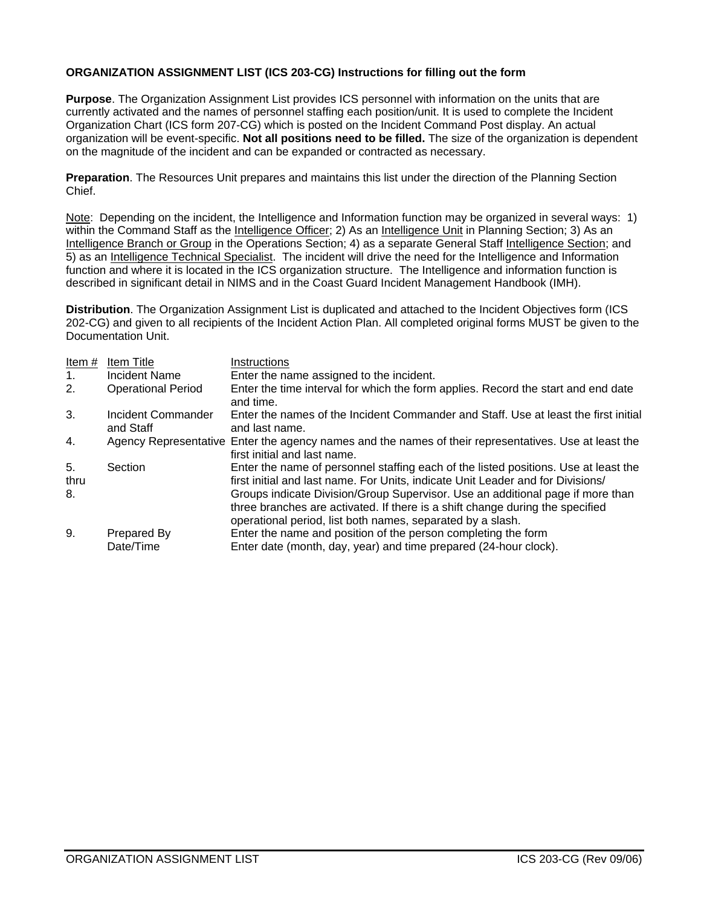**ORGANIZATION ASSIGNMENT LIST (ICS 203-CG) Instructions for filling out the form**

**Purpose**. The Organization Assignment List provides ICS personnel with information on the units that are currently activated and the names of personnel staffing each position/unit. It is used to complete the Incident Organization Chart (ICS form 207-CG) which is posted on the Incident Command Post display. An actual organization will be event-specific. **Not all positions need to be filled.** The size of the organization is dependent on the magnitude of the incident and can be expanded or contracted as necessary.

**Preparation**. The Resources Unit prepares and maintains this list under the direction of the Planning Section Chief.

Note: Depending on the incident, the Intelligence and Information function may be organized in several ways: 1) within the Command Staff as the Intelligence Officer; 2) As an Intelligence Unit in Planning Section; 3) As an Intelligence Branch or Group in the Operations Section; 4) as a separate General Staff Intelligence Section; and 5) as an Intelligence Technical Specialist. The incident will drive the need for the Intelligence and Information function and where it is located in the ICS organization structure. The Intelligence and information function is described in significant detail in NIMS and in the Coast Guard Incident Management Handbook (IMH).

**Distribution**. The Organization Assignment List is duplicated and attached to the Incident Objectives form (ICS 202-CG) and given to all recipients of the Incident Action Plan. All completed original forms MUST be given to the Documentation Unit.

| Item # | Item Title | Instructions |
|---|---|---|
| 1. | Incident Name | Enter the name assigned to the incident. |
| 2. | Operational Period | Enter the time interval for which the form applies. Record the start and end date and time. |
| 3. | Incident Commander and Staff | Enter the names of the Incident Commander and Staff. Use at least the first initial and last name. |
| 4. | Agency Representative | Enter the agency names and the names of their representatives. Use at least the first initial and last name. |
| 5. thru 8. | Section | Enter the name of personnel staffing each of the listed positions. Use at least the first initial and last name. For Units, indicate Unit Leader and for Divisions/ Groups indicate Division/Group Supervisor. Use an additional page if more than three branches are activated. If there is a shift change during the specified operational period, list both names, separated by a slash. |
| 9. | Prepared By<br>Date/Time | Enter the name and position of the person completing the form<br>Enter date (month, day, year) and time prepared (24-hour clock). |